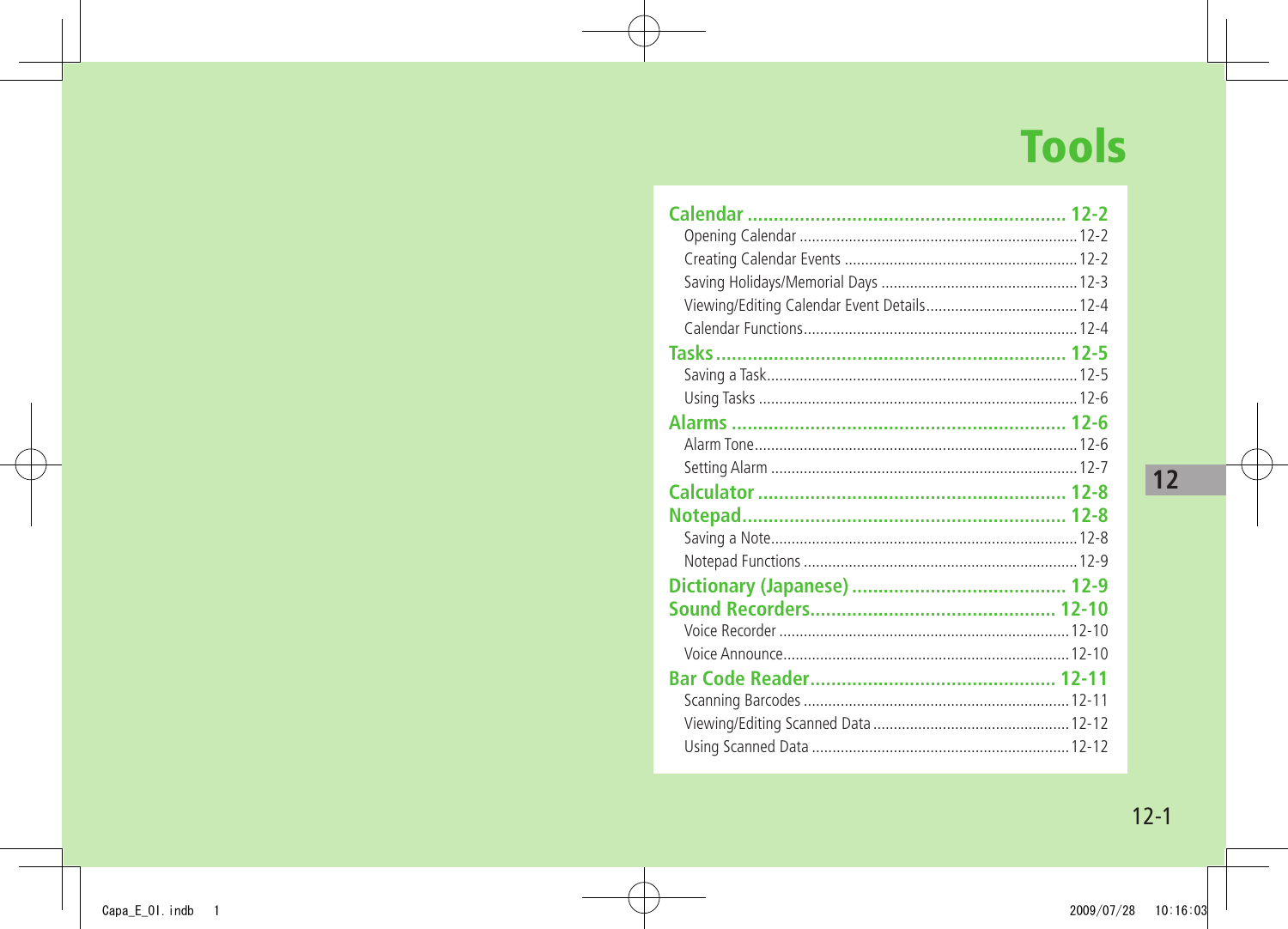# Tools

**Calendar** ............................................................ **12-2**

Opening Calendar ................................................................... 12-2

Creating Calendar Events ......................................................... 12-2

Saving Holidays/Memorial Days ................................................ 12-3

Viewing/Editing Calendar Event Details ..................................... 12-4

Calendar Functions .................................................................. 12-4

**Tasks** .................................................................. **12-5**

Saving a Task ........................................................................... 12-5

Using Tasks ............................................................................. 12-6

**Alarms** ................................................................ **12-6**

Alarm Tone .............................................................................. 12-6

Setting Alarm .......................................................................... 12-7

**Calculator** .......................................................... **12-8**

**Notepad** ............................................................. **12-8**

Saving a Note .......................................................................... 12-8

Notepad Functions .................................................................. 12-9

**Dictionary (Japanese)** ......................................... **12-9**

**Sound Recorders** ............................................... **12-10**

Voice Recorder ...................................................................... 12-10

Voice Announce ..................................................................... 12-10

**Bar Code Reader** ............................................... **12-11**

Scanning Barcodes ................................................................ 12-11

Viewing/Editing Scanned Data ................................................ 12-12

Using Scanned Data .............................................................. 12-12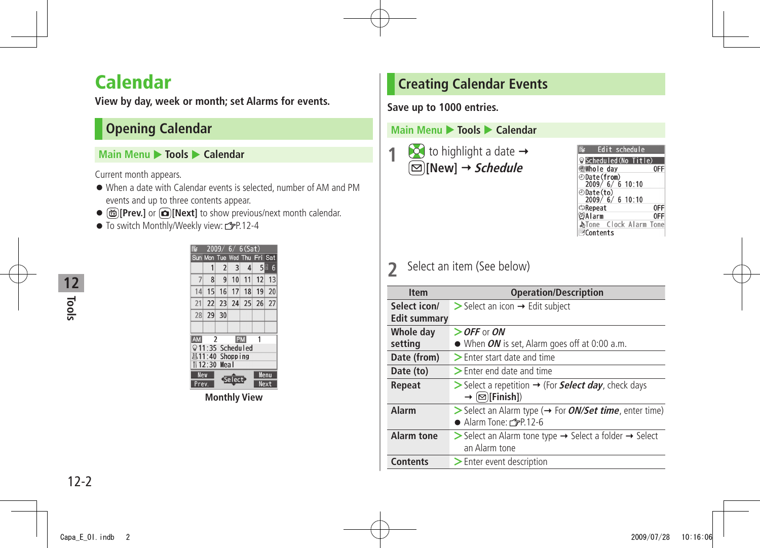# Calendar

**View by day, week or month; set Alarms for events.**

## Opening Calendar

Main Menu ▶ Tools ▶ Calendar

Current month appears.

- When a date with Calendar events is selected, number of AM and PM events and up to three contents appear.
- [Prev.] or [Next] to show previous/next month calendar.
- To switch Monthly/Weekly view: ☞P.12-4

Monthly View

## Creating Calendar Events

**Save up to 1000 entries.**

Main Menu ▶ Tools ▶ Calendar

**1** to highlight a date → [New] → ***Schedule***

**2** Select an item (See below)

| Item | Operation/Description |
|---|---|
| **Select icon/ Edit summary** | > Select an icon → Edit subject |
| **Whole day setting** | > ***OFF*** or ***ON*** <br> ● When ***ON*** is set, Alarm goes off at 0:00 a.m. |
| **Date (from)** | > Enter start date and time |
| **Date (to)** | > Enter end date and time |
| **Repeat** | > Select a repetition → (For ***Select day***, check days → **[Finish]**) |
| **Alarm** | > Select an Alarm type (→ For ***ON/Set time***, enter time) <br> ● Alarm Tone: ☞P.12-6 |
| **Alarm tone** | > Select an Alarm tone type → Select a folder → Select an Alarm tone |
| **Contents** | > Enter event description |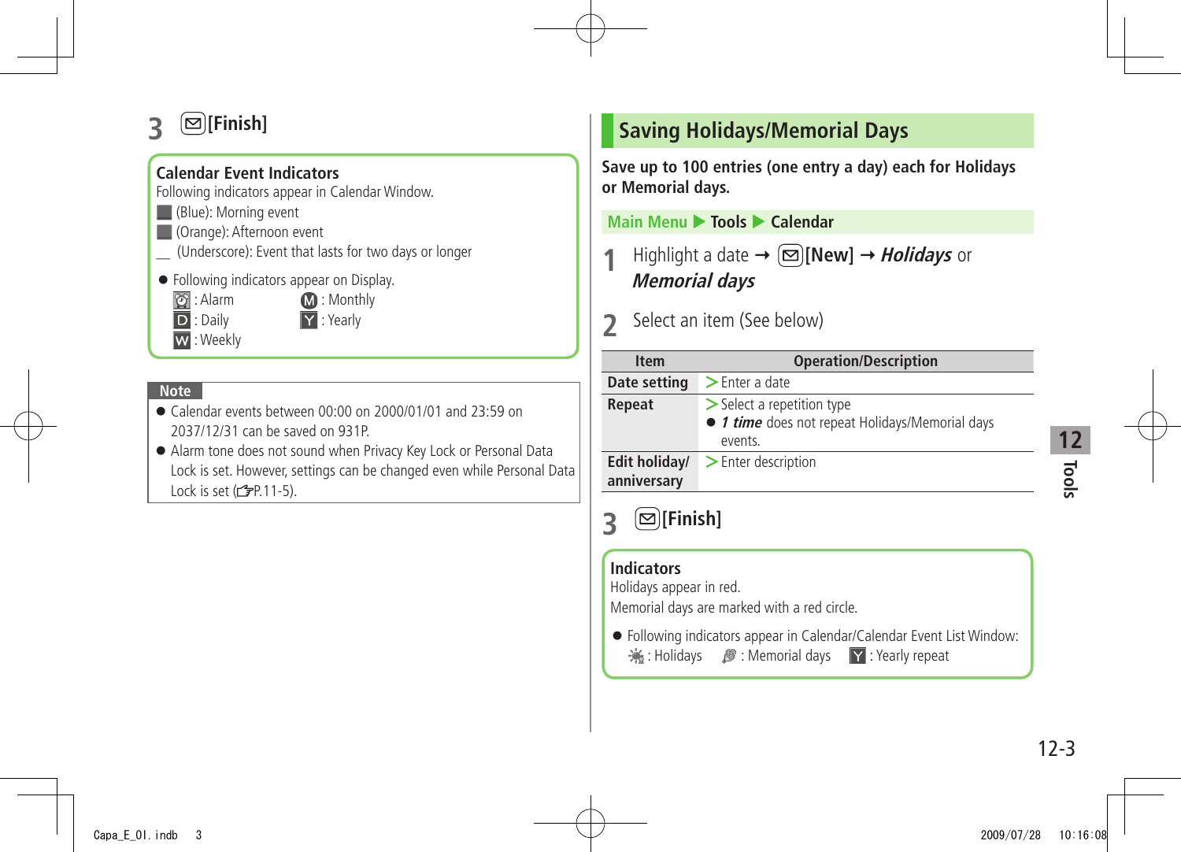3 [Finish]

**Calendar Event Indicators**

Following indicators appear in Calendar Window.

■ (Blue): Morning event

■ (Orange): Afternoon event

__ (Underscore): Event that lasts for two days or longer

- Following indicators appear on Display.
  - : Alarm
  - M : Monthly
  - D : Daily
  - Y : Yearly
  - W : Weekly

**Note**

- Calendar events between 00:00 on 2000/01/01 and 23:59 on 2037/12/31 can be saved on 931P.
- Alarm tone does not sound when Privacy Key Lock or Personal Data Lock is set. However, settings can be changed even while Personal Data Lock is set (☞P.11-5).

## Saving Holidays/Memorial Days

**Save up to 100 entries (one entry a day) each for Holidays or Memorial days.**

Main Menu ▶ Tools ▶ Calendar

1 Highlight a date → [New] → ***Holidays*** or ***Memorial days***

2 Select an item (See below)

| Item | Operation/Description |
|---|---|
| **Date setting** | > Enter a date |
| **Repeat** | > Select a repetition type<br>● ***1 time*** does not repeat Holidays/Memorial days events. |
| **Edit holiday/ anniversary** | > Enter description |

3 [Finish]

**Indicators**

Holidays appear in red.

Memorial days are marked with a red circle.

- Following indicators appear in Calendar/Calendar Event List Window:
  - : Holidays
  - : Memorial days
  - Y : Yearly repeat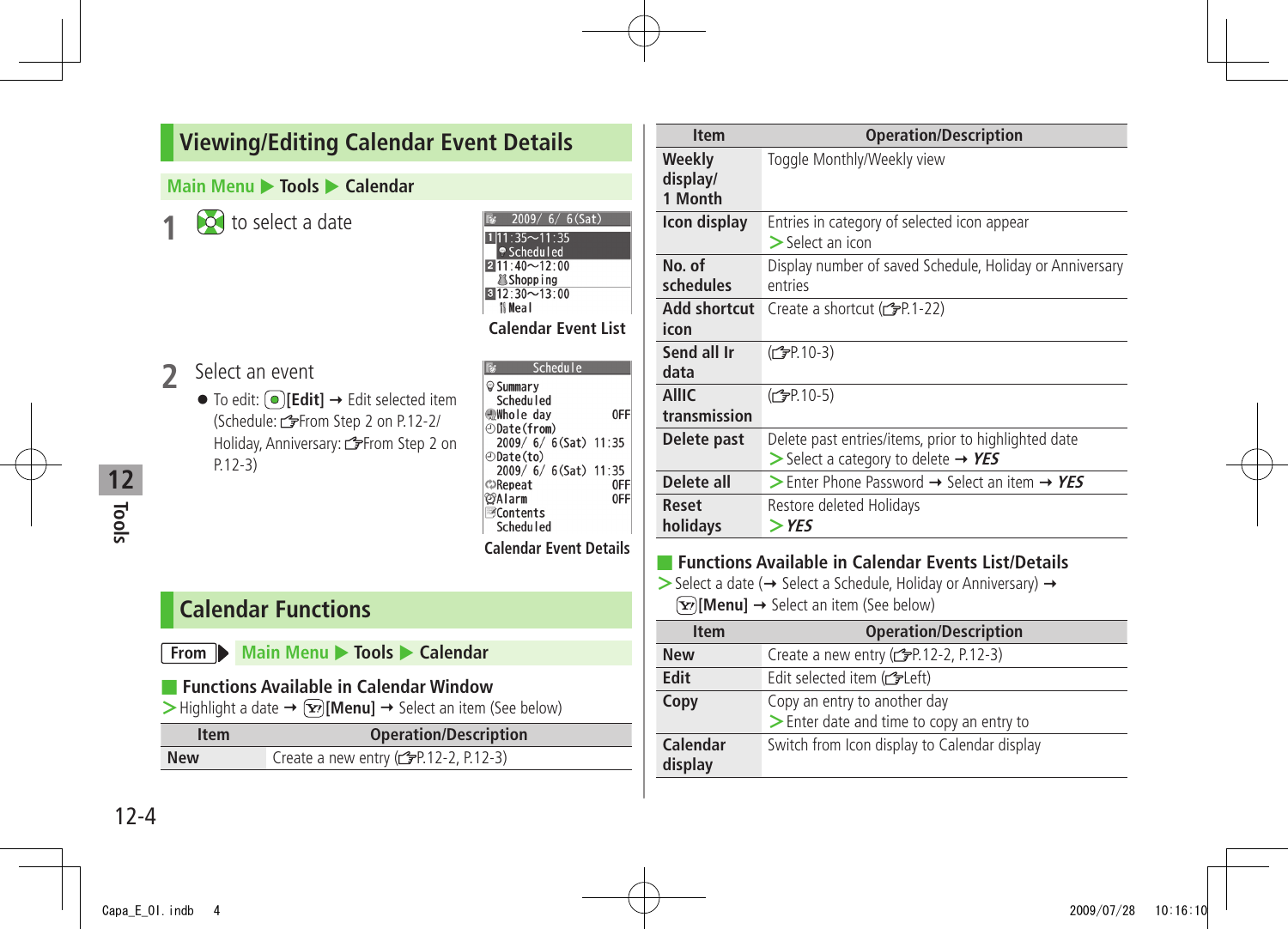## Viewing/Editing Calendar Event Details

Main Menu ▶ Tools ▶ Calendar

**1** to select a date

```
2009/ 6/ 6(Sat)
1 11:35～11:35
  Scheduled
2 11:40～12:00
  Shopping
3 12:30～13:00
  Meal
```

Calendar Event List

**2** Select an event

- To edit: [Edit] → Edit selected item (Schedule: ☞From Step 2 on P.12-2/ Holiday, Anniversary: ☞From Step 2 on P.12-3)

```
Schedule
Summary
Scheduled
Whole day           OFF
Date(from)
2009/ 6/ 6(Sat) 11:35
Date(to)
2009/ 6/ 6(Sat) 11:35
Repeat              OFF
Alarm               OFF
Contents
Scheduled
```

Calendar Event Details

## Calendar Functions

From ▶ Main Menu ▶ Tools ▶ Calendar

### Functions Available in Calendar Window

> Highlight a date → [Menu] → Select an item (See below)

| Item | Operation/Description |
|---|---|
| New | Create a new entry (☞P.12-2, P.12-3) |
| Weekly display/ 1 Month | Toggle Monthly/Weekly view |
| Icon display | Entries in category of selected icon appear<br>> Select an icon |
| No. of schedules | Display number of saved Schedule, Holiday or Anniversary entries |
| Add shortcut icon | Create a shortcut (☞P.1-22) |
| Send all Ir data | (☞P.10-3) |
| AllIC transmission | (☞P.10-5) |
| Delete past | Delete past entries/items, prior to highlighted date<br>> Select a category to delete → *YES* |
| Delete all | > Enter Phone Password → Select an item → *YES* |
| Reset holidays | Restore deleted Holidays<br>> *YES* |

### Functions Available in Calendar Events List/Details

> Select a date (→ Select a Schedule, Holiday or Anniversary) → [Menu] → Select an item (See below)

| Item | Operation/Description |
|---|---|
| New | Create a new entry (☞P.12-2, P.12-3) |
| Edit | Edit selected item (☞Left) |
| Copy | Copy an entry to another day<br>> Enter date and time to copy an entry to |
| Calendar display | Switch from Icon display to Calendar display |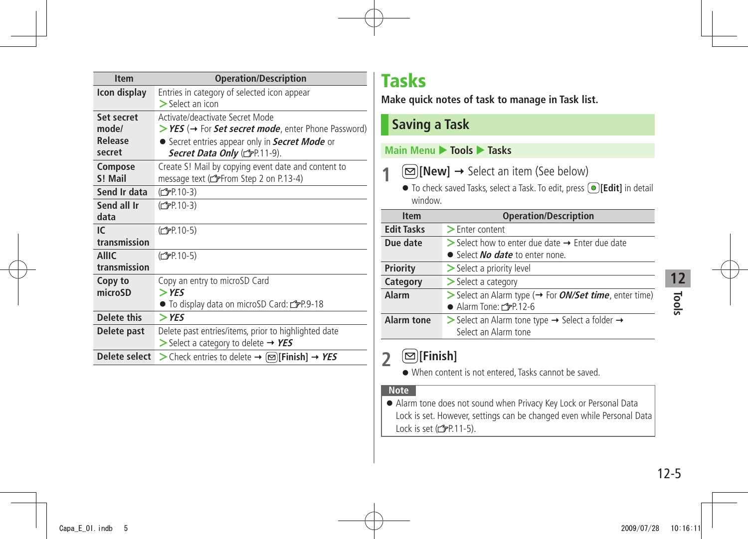| Item | Operation/Description |
|---|---|
| Icon display | Entries in category of selected icon appear<br>> Select an icon |
| Set secret mode/ Release secret | Activate/deactivate Secret Mode<br>> ***YES*** (→ For ***Set secret mode***, enter Phone Password)<br>● Secret entries appear only in ***Secret Mode*** or ***Secret Data Only*** (☞P.11-9). |
| Compose S! Mail | Create S! Mail by copying event date and content to message text (☞From Step 2 on P.13-4) |
| Send Ir data | (☞P.10-3) |
| Send all Ir data | (☞P.10-3) |
| IC transmission | (☞P.10-5) |
| AllIC transmission | (☞P.10-5) |
| Copy to microSD | Copy an entry to microSD Card<br>> ***YES***<br>● To display data on microSD Card: ☞P.9-18 |
| Delete this | > ***YES*** |
| Delete past | Delete past entries/items, prior to highlighted date<br>> Select a category to delete → ***YES*** |
| Delete select | > Check entries to delete → (✉)**[Finish]** → ***YES*** |

# Tasks

**Make quick notes of task to manage in Task list.**

## Saving a Task

**Main Menu ▶ Tools ▶ Tasks**

**1** (✉)**[New]** → Select an item (See below)

- To check saved Tasks, select a Task. To edit, press (●)**[Edit]** in detail window.

| Item | Operation/Description |
|---|---|
| Edit Tasks | > Enter content |
| Due date | > Select how to enter due date → Enter due date<br>● Select ***No date*** to enter none. |
| Priority | > Select a priority level |
| Category | > Select a category |
| Alarm | > Select an Alarm type (→ For ***ON/Set time***, enter time)<br>● Alarm Tone: ☞P.12-6 |
| Alarm tone | > Select an Alarm tone type → Select a folder → Select an Alarm tone |

**2** (✉)**[Finish]**

- When content is not entered, Tasks cannot be saved.

**Note**

- Alarm tone does not sound when Privacy Key Lock or Personal Data Lock is set. However, settings can be changed even while Personal Data Lock is set (☞P.11-5).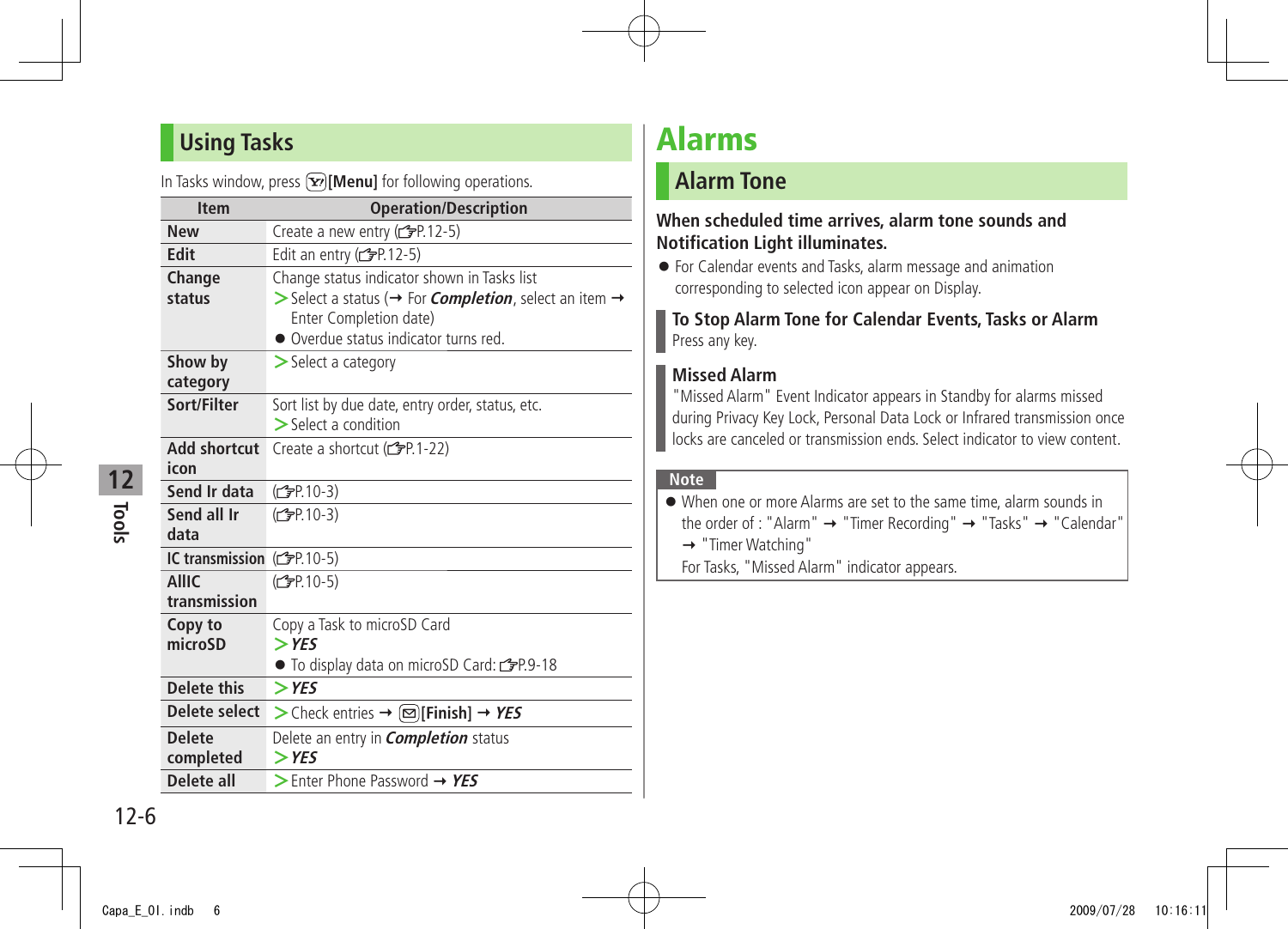## Using Tasks

In Tasks window, press [Menu] for following operations.

| Item | Operation/Description |
| --- | --- |
| **New** | Create a new entry (☞P.12-5) |
| **Edit** | Edit an entry (☞P.12-5) |
| **Change status** | Change status indicator shown in Tasks list<br>> Select a status (→ For ***Completion***, select an item → Enter Completion date)<br>● Overdue status indicator turns red. |
| **Show by category** | > Select a category |
| **Sort/Filter** | Sort list by due date, entry order, status, etc.<br>> Select a condition |
| **Add shortcut icon** | Create a shortcut (☞P.1-22) |
| **Send Ir data** | (☞P.10-3) |
| **Send all Ir data** | (☞P.10-3) |
| **IC transmission** | (☞P.10-5) |
| **AllIC transmission** | (☞P.10-5) |
| **Copy to microSD** | Copy a Task to microSD Card<br>> ***YES***<br>● To display data on microSD Card: ☞P.9-18 |
| **Delete this** | > ***YES*** |
| **Delete select** | > Check entries → **[Finish]** → ***YES*** |
| **Delete completed** | Delete an entry in ***Completion*** status<br>> ***YES*** |
| **Delete all** | > Enter Phone Password → ***YES*** |

# Alarms

## Alarm Tone

**When scheduled time arrives, alarm tone sounds and Notification Light illuminates.**

- For Calendar events and Tasks, alarm message and animation corresponding to selected icon appear on Display.

### To Stop Alarm Tone for Calendar Events, Tasks or Alarm

Press any key.

### Missed Alarm

"Missed Alarm" Event Indicator appears in Standby for alarms missed during Privacy Key Lock, Personal Data Lock or Infrared transmission once locks are canceled or transmission ends. Select indicator to view content.

**Note**

- When one or more Alarms are set to the same time, alarm sounds in the order of : "Alarm" → "Timer Recording" → "Tasks" → "Calendar" → "Timer Watching"

  For Tasks, "Missed Alarm" indicator appears.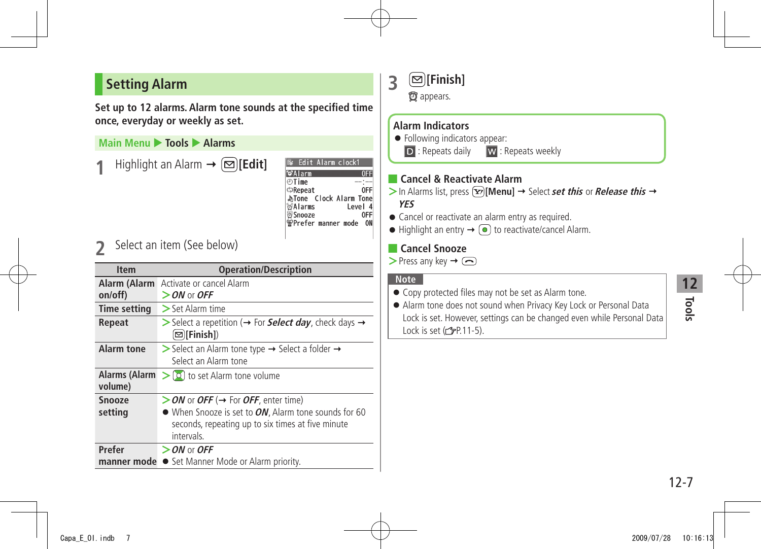## Setting Alarm

**Set up to 12 alarms. Alarm tone sounds at the specified time once, everyday or weekly as set.**

**Main Menu ▶ Tools ▶ Alarms**

**1** Highlight an Alarm → [Edit]

```
Edit Alarm clock1
Alarm              OFF
Time              --:--
Repeat             OFF
Tone  Clock Alarm Tone
Alarms         Level 4
Snooze             OFF
Prefer manner mode  ON
```

**2** Select an item (See below)

| Item | Operation/Description |
|---|---|
| **Alarm (Alarm on/off)** | Activate or cancel Alarm<br>> ***ON*** or ***OFF*** |
| **Time setting** | > Set Alarm time |
| **Repeat** | > Select a repetition (→ For ***Select day***, check days → [Finish]) |
| **Alarm tone** | > Select an Alarm tone type → Select a folder → Select an Alarm tone |
| **Alarms (Alarm volume)** | > to set Alarm tone volume |
| **Snooze setting** | > ***ON*** or ***OFF*** (→ For ***OFF***, enter time)<br>● When Snooze is set to ***ON***, Alarm tone sounds for 60 seconds, repeating up to six times at five minute intervals. |
| **Prefer manner mode** | > ***ON*** or ***OFF***<br>● Set Manner Mode or Alarm priority. |

**3** [Finish]

appears.

**Alarm Indicators**

- Following indicators appear:
  D : Repeats daily   W : Repeats weekly

### Cancel & Reactivate Alarm

> In Alarms list, press [Menu] → Select ***set this*** or ***Release this*** → ***YES***

- Cancel or reactivate an alarm entry as required.
- Highlight an entry → to reactivate/cancel Alarm.

### Cancel Snooze

> Press any key →

**Note**

- Copy protected files may not be set as Alarm tone.
- Alarm tone does not sound when Privacy Key Lock or Personal Data Lock is set. However, settings can be changed even while Personal Data Lock is set (☞P.11-5).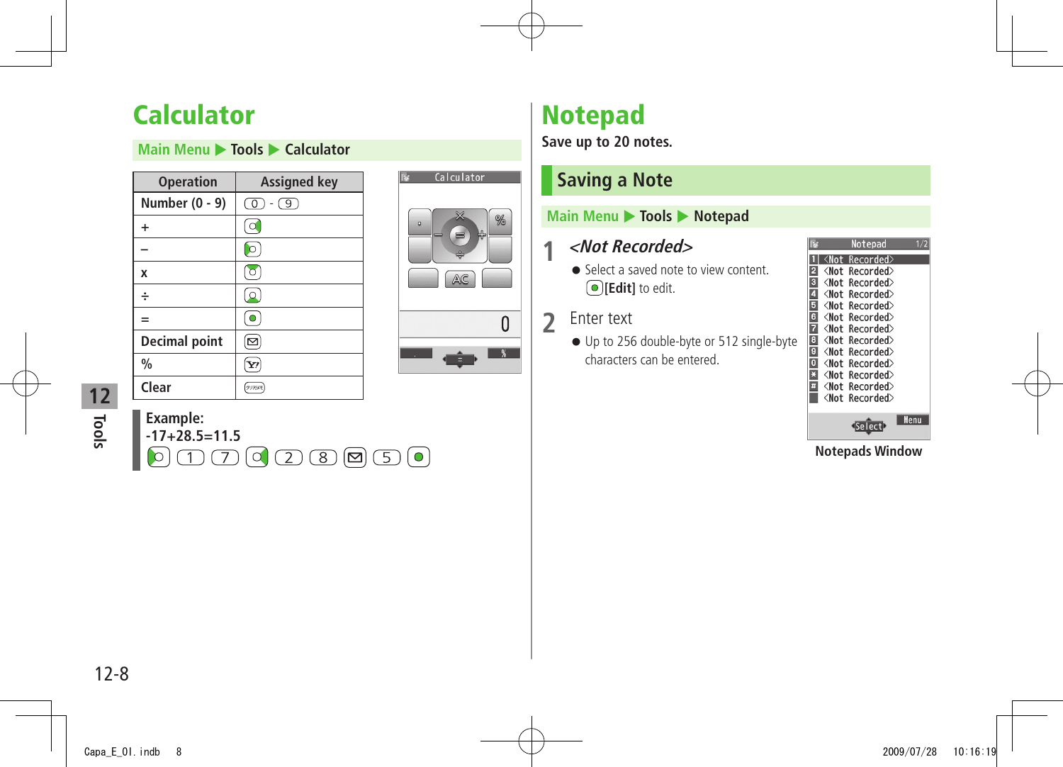# Calculator

**Main Menu ▶ Tools ▶ Calculator**

| Operation | Assigned key |
|---|---|
| Number (0 - 9) | 0 - 9 |
| + | |
| – | |
| x | |
| ÷ | |
| = | |
| Decimal point | |
| % | |
| Clear | |

**Example:**
**-17+28.5=11.5**

1 7 2 8 5

# Notepad

**Save up to 20 notes.**

## Saving a Note

**Main Menu ▶ Tools ▶ Notepad**

**1** *<Not Recorded>*

- Select a saved note to view content. **[Edit]** to edit.

**2** Enter text

- Up to 256 double-byte or 512 single-byte characters can be entered.

**Notepads Window**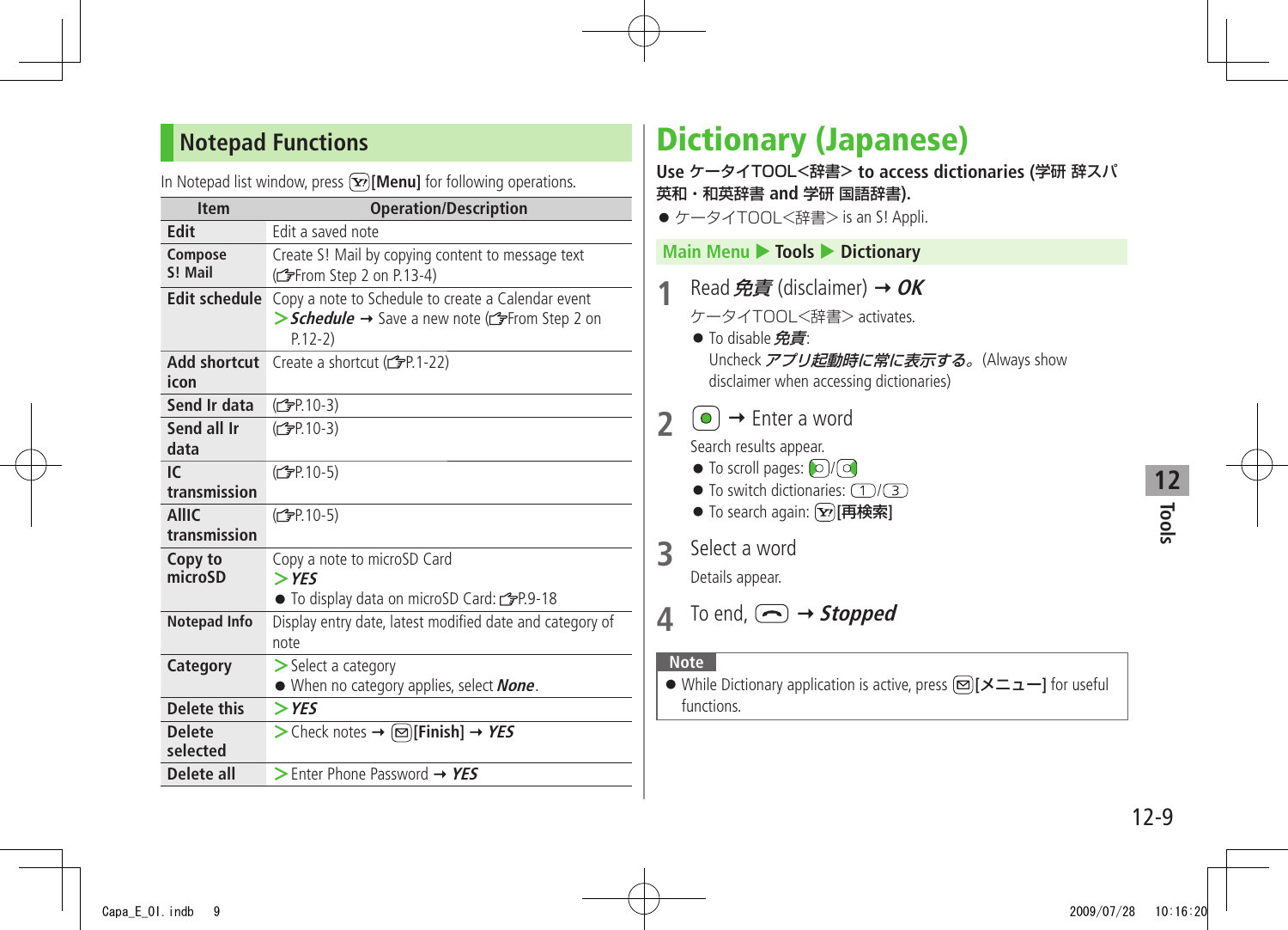## Notepad Functions

In Notepad list window, press [Y!][Menu] for following operations.

| Item | Operation/Description |
|---|---|
| Edit | Edit a saved note |
| Compose S! Mail | Create S! Mail by copying content to message text (☞From Step 2 on P.13-4) |
| Edit schedule | Copy a note to Schedule to create a Calendar event<br>> ***Schedule*** → Save a new note (☞From Step 2 on P.12-2) |
| Add shortcut icon | Create a shortcut (☞P.1-22) |
| Send Ir data | (☞P.10-3) |
| Send all Ir data | (☞P.10-3) |
| IC transmission | (☞P.10-5) |
| AllIC transmission | (☞P.10-5) |
| Copy to microSD | Copy a note to microSD Card<br>> ***YES***<br>● To display data on microSD Card: ☞P.9-18 |
| Notepad Info | Display entry date, latest modified date and category of note |
| Category | > Select a category<br>● When no category applies, select ***None***. |
| Delete this | > ***YES*** |
| Delete selected | > Check notes → [✉][Finish] → ***YES*** |
| Delete all | > Enter Phone Password → ***YES*** |

# Dictionary (Japanese)

**Use ケータイTOOL<辞書> to access dictionaries (学研 辞スパ英和・和英辞書 and 学研 国語辞書).**

- ケータイTOOL<辞書> is an S! Appli.

**Main Menu ▶ Tools ▶ Dictionary**

**1** Read ***免責*** (disclaimer) → ***OK***

ケータイTOOL<辞書> activates.

- To disable ***免責***:
  Uncheck ***アプリ起動時に常に表示する。*** (Always show disclaimer when accessing dictionaries)

**2** [●] → Enter a word

Search results appear.

- To scroll pages: [◐]/[◑]
- To switch dictionaries: [1]/[3]
- To search again: [Y!][再検索]

**3** Select a word

Details appear.

**4** To end, [⏎] → ***Stopped***

**Note**

- While Dictionary application is active, press [✉][メニュー] for useful functions.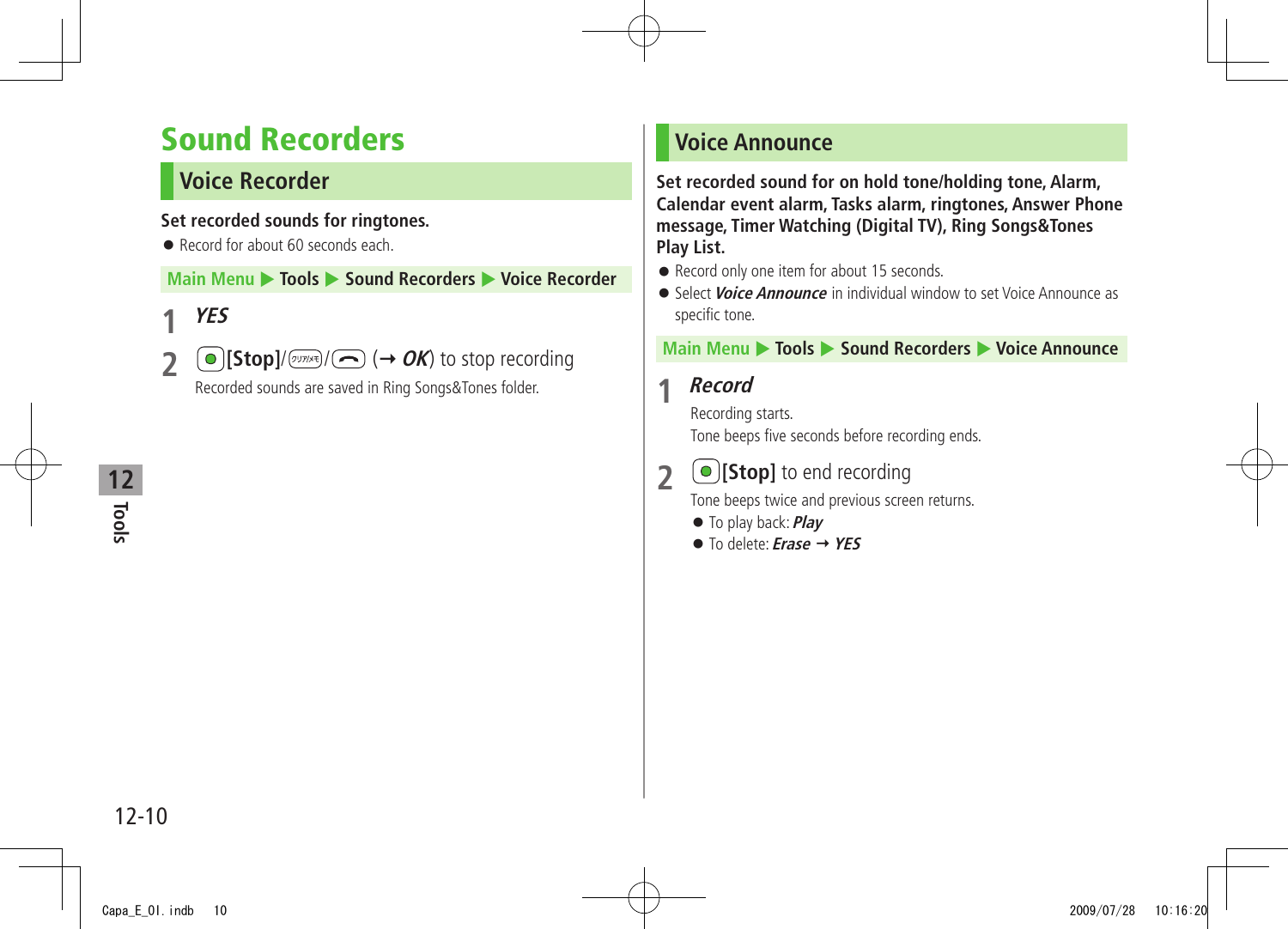# Sound Recorders

## Voice Recorder

**Set recorded sounds for ringtones.**

- Record for about 60 seconds each.

Main Menu ▶ Tools ▶ Sound Recorders ▶ Voice Recorder

1 ***YES***

2 **[Stop]**/ / (→ ***OK***) to stop recording

Recorded sounds are saved in Ring Songs&Tones folder.

## Voice Announce

**Set recorded sound for on hold tone/holding tone, Alarm, Calendar event alarm, Tasks alarm, ringtones, Answer Phone message, Timer Watching (Digital TV), Ring Songs&Tones Play List.**

- Record only one item for about 15 seconds.
- Select ***Voice Announce*** in individual window to set Voice Announce as specific tone.

Main Menu ▶ Tools ▶ Sound Recorders ▶ Voice Announce

1 ***Record***

Recording starts.

Tone beeps five seconds before recording ends.

2 **[Stop]** to end recording

Tone beeps twice and previous screen returns.

- To play back: ***Play***
- To delete: ***Erase*** → ***YES***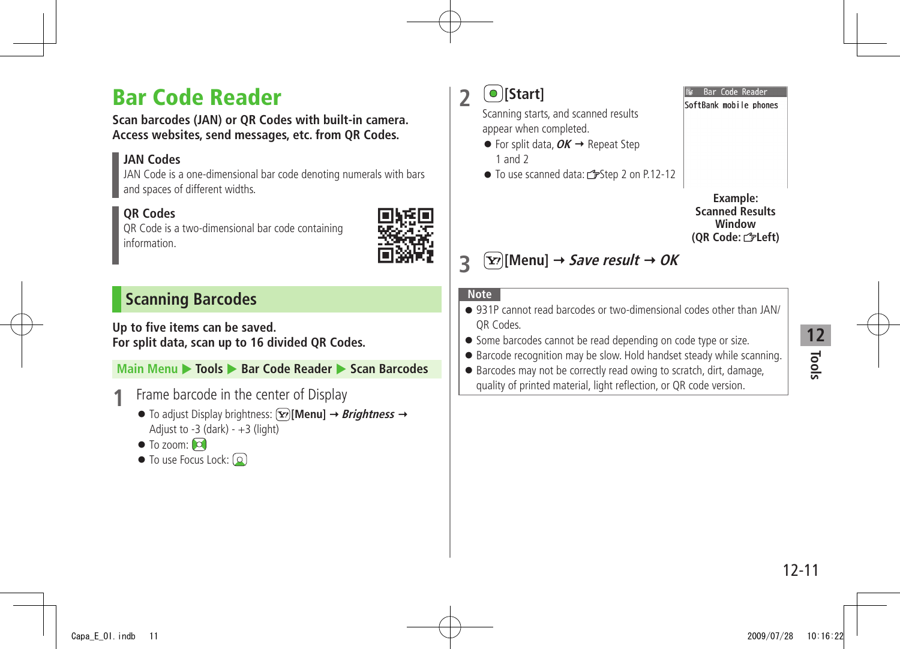# Bar Code Reader

**Scan barcodes (JAN) or QR Codes with built-in camera. Access websites, send messages, etc. from QR Codes.**

**JAN Codes**
JAN Code is a one-dimensional bar code denoting numerals with bars and spaces of different widths.

**QR Codes**
QR Code is a two-dimensional bar code containing information.

## Scanning Barcodes

**Up to five items can be saved.**
**For split data, scan up to 16 divided QR Codes.**

**Main Menu ▶ Tools ▶ Bar Code Reader ▶ Scan Barcodes**

**1** Frame barcode in the center of Display

- To adjust Display brightness: **[Menu]** → ***Brightness*** → Adjust to -3 (dark) - +3 (light)
- To zoom:
- To use Focus Lock:

**2** **[Start]**

Scanning starts, and scanned results appear when completed.

- For split data, ***OK*** → Repeat Step 1 and 2
- To use scanned data: ☞Step 2 on P.12-12

Bar Code Reader
SoftBank mobile phones

**Example: Scanned Results Window (QR Code: ☞Left)**

**3** **[Menu]** → ***Save result*** → ***OK***

**Note**

- 931P cannot read barcodes or two-dimensional codes other than JAN/QR Codes.
- Some barcodes cannot be read depending on code type or size.
- Barcode recognition may be slow. Hold handset steady while scanning.
- Barcodes may not be correctly read owing to scratch, dirt, damage, quality of printed material, light reflection, or QR code version.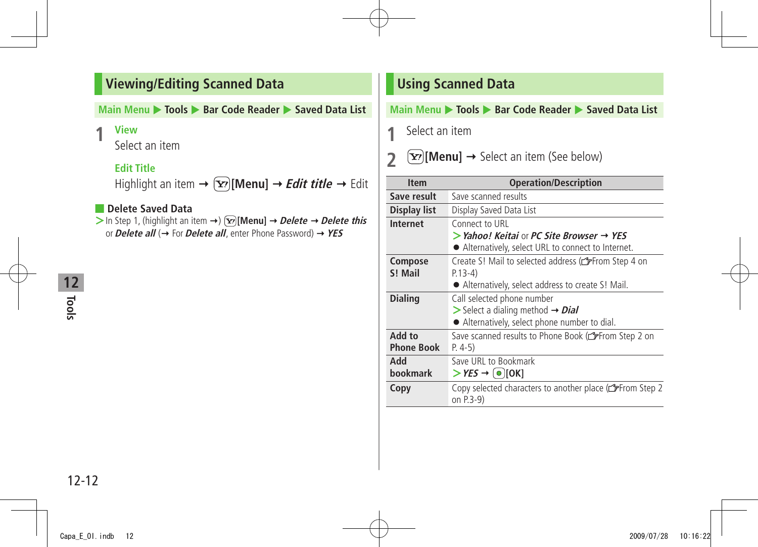## Viewing/Editing Scanned Data

Main Menu ▶ Tools ▶ Bar Code Reader ▶ Saved Data List

**1** **View**

Select an item

**Edit Title**

Highlight an item → [Menu] → ***Edit title*** → Edit

### Delete Saved Data

> In Step 1, (highlight an item →) [Menu] → ***Delete*** → ***Delete this*** or ***Delete all*** (→ For ***Delete all***, enter Phone Password) → ***YES***

## Using Scanned Data

Main Menu ▶ Tools ▶ Bar Code Reader ▶ Saved Data List

**1** Select an item

**2** [Menu] → Select an item (See below)

| Item | Operation/Description |
|---|---|
| **Save result** | Save scanned results |
| **Display list** | Display Saved Data List |
| **Internet** | Connect to URL<br>> ***Yahoo! Keitai*** or ***PC Site Browser*** → ***YES***<br>● Alternatively, select URL to connect to Internet. |
| **Compose S! Mail** | Create S! Mail to selected address (☞From Step 4 on P.13-4)<br>● Alternatively, select address to create S! Mail. |
| **Dialing** | Call selected phone number<br>> Select a dialing method → ***Dial***<br>● Alternatively, select phone number to dial. |
| **Add to Phone Book** | Save scanned results to Phone Book (☞From Step 2 on P. 4-5) |
| **Add bookmark** | Save URL to Bookmark<br>> ***YES*** → [OK] |
| **Copy** | Copy selected characters to another place (☞From Step 2 on P.3-9) |